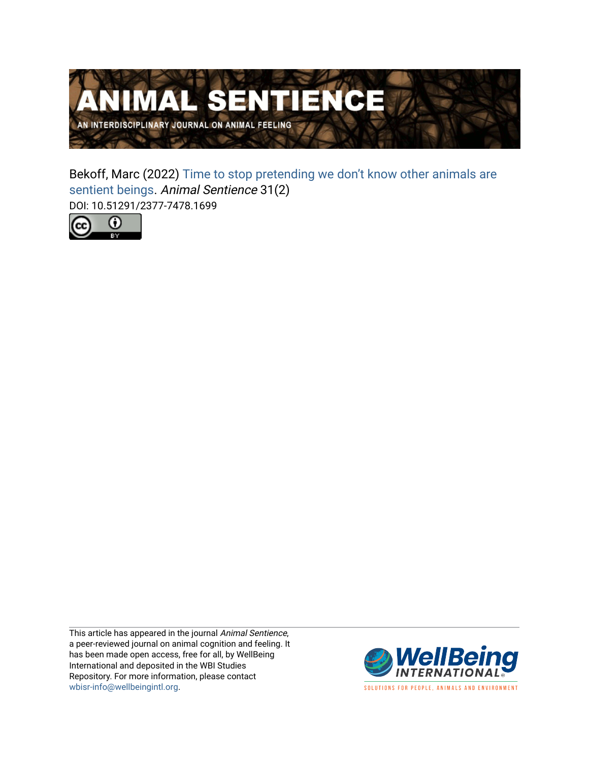# ANIMAL SENTIENCE

AN INTERDISCIPLINARY JOURNAL ON ANIMAL FEELING

Bekoff, Marc (2022) Time to stop pretending we don't know other animals are sentient beings. *Animal Sentience* 31(2)

DOI: 10.51291/2377-7478.1699

This article has appeared in the journal *Animal Sentience*, a peer-reviewed journal on animal cognition and feeling. It has been made open access, free for all, by WellBeing International and deposited in the WBI Studies Repository. For more information, please contact wbisr-info@wellbeingintl.org.

WellBeing INTERNATIONAL

SOLUTIONS FOR PEOPLE, ANIMALS AND ENVIRONMENT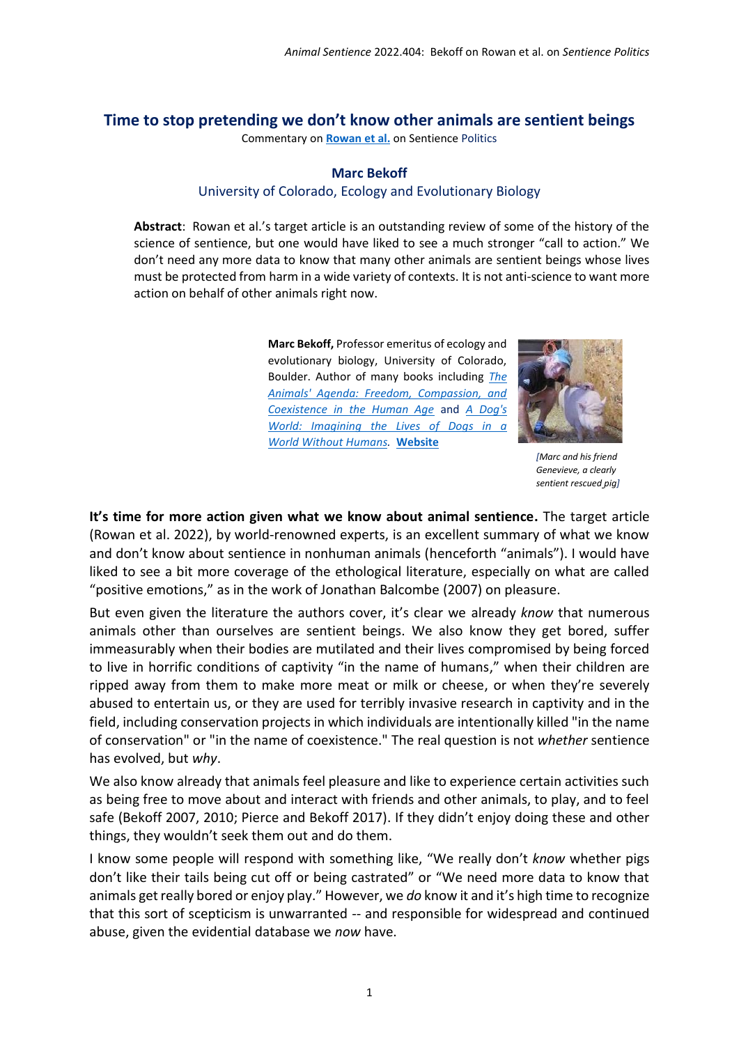# Time to stop pretending we don't know other animals are sentient beings

Commentary on **Rowan et al.** on Sentience Politics

**Marc Bekoff**

University of Colorado, Ecology and Evolutionary Biology

**Abstract**: Rowan et al.'s target article is an outstanding review of some of the history of the science of sentience, but one would have liked to see a much stronger "call to action." We don't need any more data to know that many other animals are sentient beings whose lives must be protected from harm in a wide variety of contexts. It is not anti-science to want more action on behalf of other animals right now.

**Marc Bekoff,** Professor emeritus of ecology and evolutionary biology, University of Colorado, Boulder. Author of many books including *The Animals' Agenda: Freedom, Compassion, and Coexistence in the Human Age* and *A Dog's World: Imagining the Lives of Dogs in a World Without Humans*. **Website**

*[Marc and his friend Genevieve, a clearly sentient rescued pig]*

**It's time for more action given what we know about animal sentience.** The target article (Rowan et al. 2022), by world-renowned experts, is an excellent summary of what we know and don't know about sentience in nonhuman animals (henceforth "animals"). I would have liked to see a bit more coverage of the ethological literature, especially on what are called "positive emotions," as in the work of Jonathan Balcombe (2007) on pleasure.

But even given the literature the authors cover, it's clear we already *know* that numerous animals other than ourselves are sentient beings. We also know they get bored, suffer immeasurably when their bodies are mutilated and their lives compromised by being forced to live in horrific conditions of captivity "in the name of humans," when their children are ripped away from them to make more meat or milk or cheese, or when they're severely abused to entertain us, or they are used for terribly invasive research in captivity and in the field, including conservation projects in which individuals are intentionally killed "in the name of conservation" or "in the name of coexistence." The real question is not *whether* sentience has evolved, but *why*.

We also know already that animals feel pleasure and like to experience certain activities such as being free to move about and interact with friends and other animals, to play, and to feel safe (Bekoff 2007, 2010; Pierce and Bekoff 2017). If they didn't enjoy doing these and other things, they wouldn't seek them out and do them.

I know some people will respond with something like, "We really don't *know* whether pigs don't like their tails being cut off or being castrated" or "We need more data to know that animals get really bored or enjoy play." However, we *do* know it and it's high time to recognize that this sort of scepticism is unwarranted -- and responsible for widespread and continued abuse, given the evidential database we *now* have.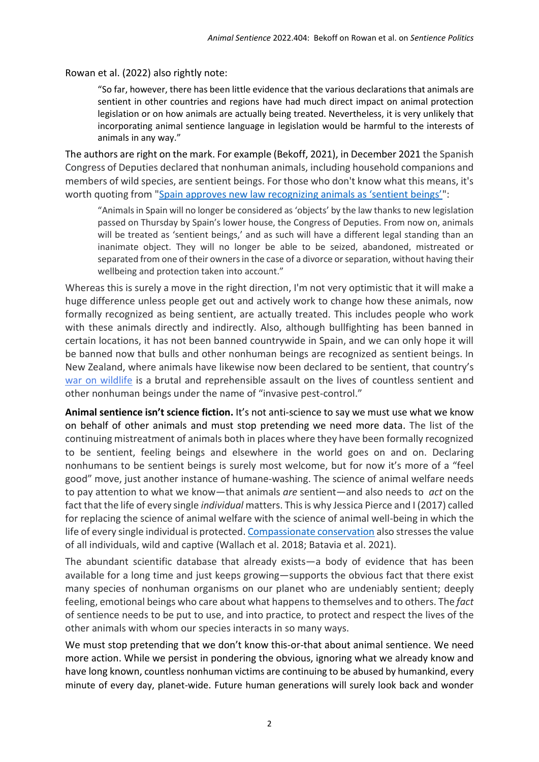Rowan et al. (2022) also rightly note:

> "So far, however, there has been little evidence that the various declarations that animals are sentient in other countries and regions have had much direct impact on animal protection legislation or on how animals are actually being treated. Nevertheless, it is very unlikely that incorporating animal sentience language in legislation would be harmful to the interests of animals in any way."

The authors are right on the mark. For example (Bekoff, 2021), in December 2021 the Spanish Congress of Deputies declared that nonhuman animals, including household companions and members of wild species, are sentient beings. For those who don't know what this means, it's worth quoting from "[Spain approves new law recognizing animals as 'sentient beings'](#)":

> "Animals in Spain will no longer be considered as 'objects' by the law thanks to new legislation passed on Thursday by Spain's lower house, the Congress of Deputies. From now on, animals will be treated as 'sentient beings,' and as such will have a different legal standing than an inanimate object. They will no longer be able to be seized, abandoned, mistreated or separated from one of their owners in the case of a divorce or separation, without having their wellbeing and protection taken into account."

Whereas this is surely a move in the right direction, I'm not very optimistic that it will make a huge difference unless people get out and actively work to change how these animals, now formally recognized as being sentient, are actually treated. This includes people who work with these animals directly and indirectly. Also, although bullfighting has been banned in certain locations, it has not been banned countrywide in Spain, and we can only hope it will be banned now that bulls and other nonhuman beings are recognized as sentient beings. In New Zealand, where animals have likewise now been declared to be sentient, that country's [war on wildlife](#) is a brutal and reprehensible assault on the lives of countless sentient and other nonhuman beings under the name of "invasive pest-control."

**Animal sentience isn't science fiction.** It's not anti-science to say we must use what we know on behalf of other animals and must stop pretending we need more data. The list of the continuing mistreatment of animals both in places where they have been formally recognized to be sentient, feeling beings and elsewhere in the world goes on and on. Declaring nonhumans to be sentient beings is surely most welcome, but for now it's more of a "feel good" move, just another instance of humane-washing. The science of animal welfare needs to pay attention to what we know—that animals *are* sentient—and also needs to *act* on the fact that the life of every single *individual* matters. This is why Jessica Pierce and I (2017) called for replacing the science of animal welfare with the science of animal well-being in which the life of every single individual is protected. [Compassionate conservation](#) also stresses the value of all individuals, wild and captive (Wallach et al. 2018; Batavia et al. 2021).

The abundant scientific database that already exists—a body of evidence that has been available for a long time and just keeps growing—supports the obvious fact that there exist many species of nonhuman organisms on our planet who are undeniably sentient; deeply feeling, emotional beings who care about what happens to themselves and to others. The *fact* of sentience needs to be put to use, and into practice, to protect and respect the lives of the other animals with whom our species interacts in so many ways.

We must stop pretending that we don't know this-or-that about animal sentience. We need more action. While we persist in pondering the obvious, ignoring what we already know and have long known, countless nonhuman victims are continuing to be abused by humankind, every minute of every day, planet-wide. Future human generations will surely look back and wonder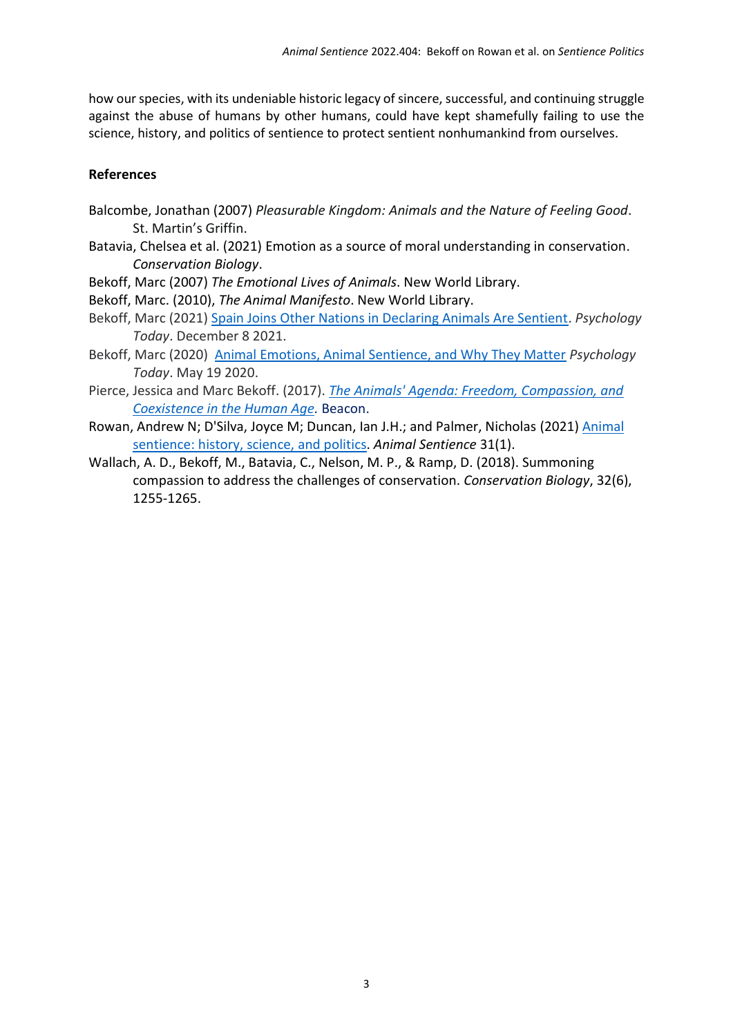how our species, with its undeniable historic legacy of sincere, successful, and continuing struggle against the abuse of humans by other humans, could have kept shamefully failing to use the science, history, and politics of sentience to protect sentient nonhumankind from ourselves.

## References

Balcombe, Jonathan (2007) *Pleasurable Kingdom: Animals and the Nature of Feeling Good*. St. Martin's Griffin.

Batavia, Chelsea et al. (2021) Emotion as a source of moral understanding in conservation. *Conservation Biology*.

Bekoff, Marc (2007) *The Emotional Lives of Animals*. New World Library.

Bekoff, Marc. (2010), *The Animal Manifesto*. New World Library.

Bekoff, Marc (2021) Spain Joins Other Nations in Declaring Animals Are Sentient. *Psychology Today*. December 8 2021.

Bekoff, Marc (2020) Animal Emotions, Animal Sentience, and Why They Matter *Psychology Today*. May 19 2020.

Pierce, Jessica and Marc Bekoff. (2017). *The Animals' Agenda: Freedom, Compassion, and Coexistence in the Human Age*. Beacon.

Rowan, Andrew N; D'Silva, Joyce M; Duncan, Ian J.H.; and Palmer, Nicholas (2021) Animal sentience: history, science, and politics. *Animal Sentience* 31(1).

Wallach, A. D., Bekoff, M., Batavia, C., Nelson, M. P., & Ramp, D. (2018). Summoning compassion to address the challenges of conservation. *Conservation Biology*, 32(6), 1255-1265.